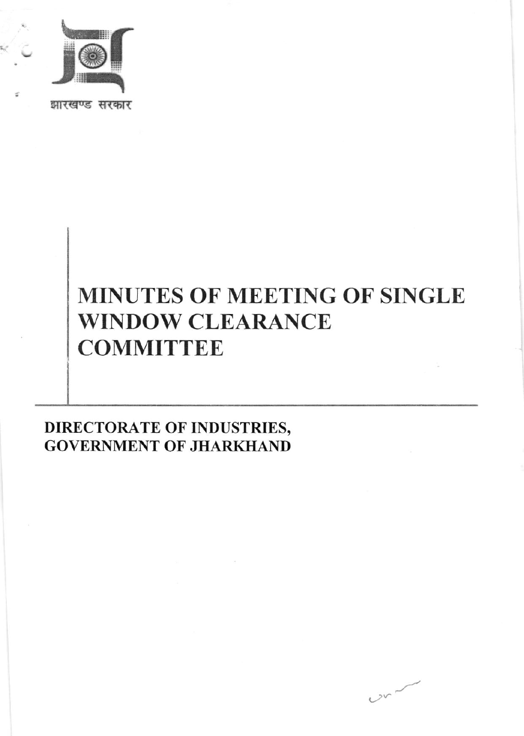झारखण्ड सरकार

# MINUTES OF MEETING OF SINGLE WINDOW CLEARANCE COMMITTEE

## DIRECTORATE OF INDUSTRIES, GOVERNMENT OF JHARKHAND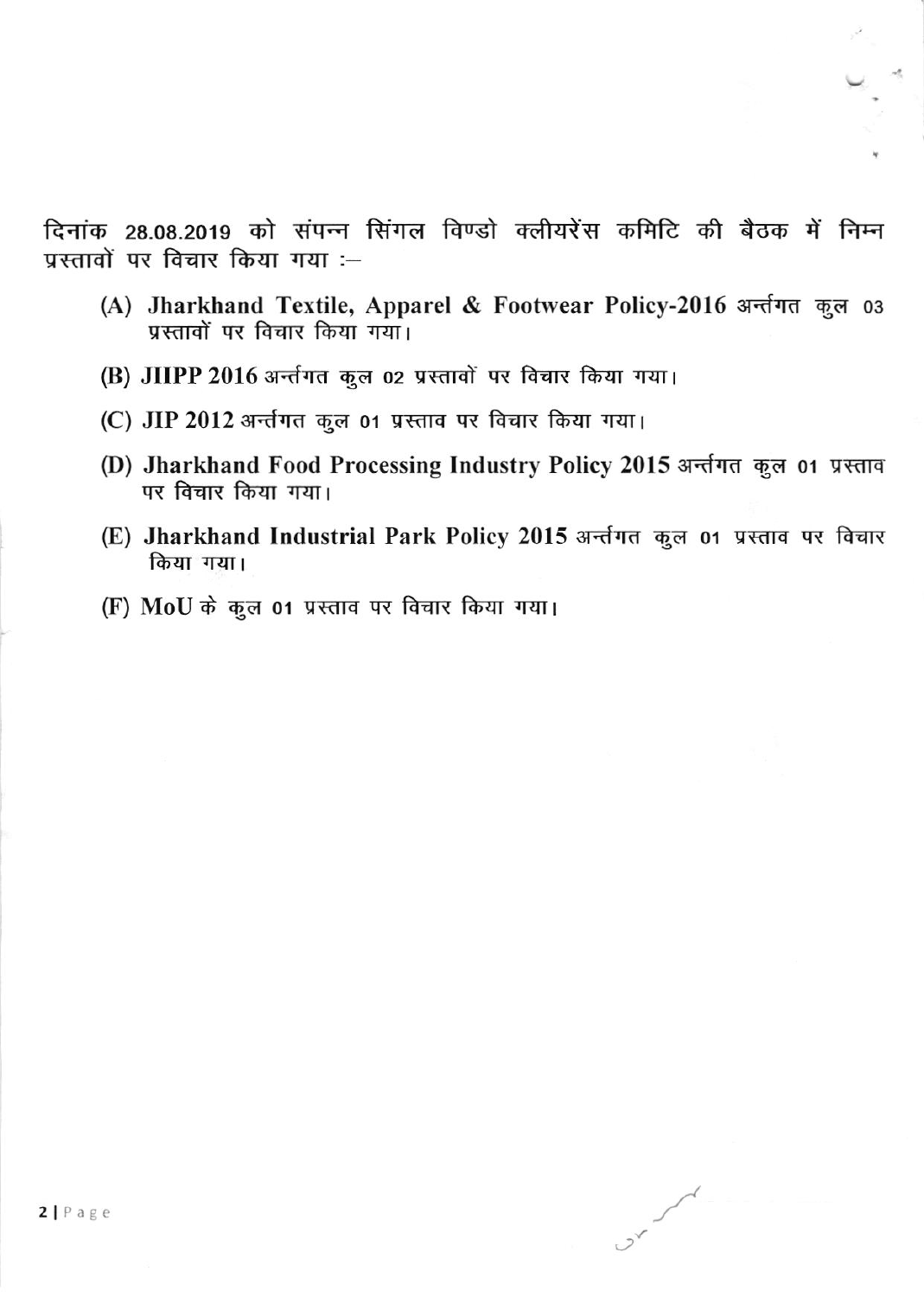दिनांक 28.08.2019 को संपन्न सिंगल विण्डो क्लीयरेंस कमिटि की बैठक में निम्न प्रस्तावों पर विचार किया गया :–

(A) **Jharkhand Textile, Apparel & Footwear Policy-2016** अर्न्तगत कुल 03 प्रस्तावों पर विचार किया गया।

(B) **JIIPP 2016** अर्न्तगत कुल 02 प्रस्तावों पर विचार किया गया।

(C) **JIP 2012** अर्न्तगत कुल 01 प्रस्ताव पर विचार किया गया।

(D) **Jharkhand Food Processing Industry Policy 2015** अर्न्तगत कुल 01 प्रस्ताव पर विचार किया गया।

(E) **Jharkhand Industrial Park Policy 2015** अर्न्तगत कुल 01 प्रस्ताव पर विचार किया गया।

(F) **MoU** के कुल 01 प्रस्ताव पर विचार किया गया।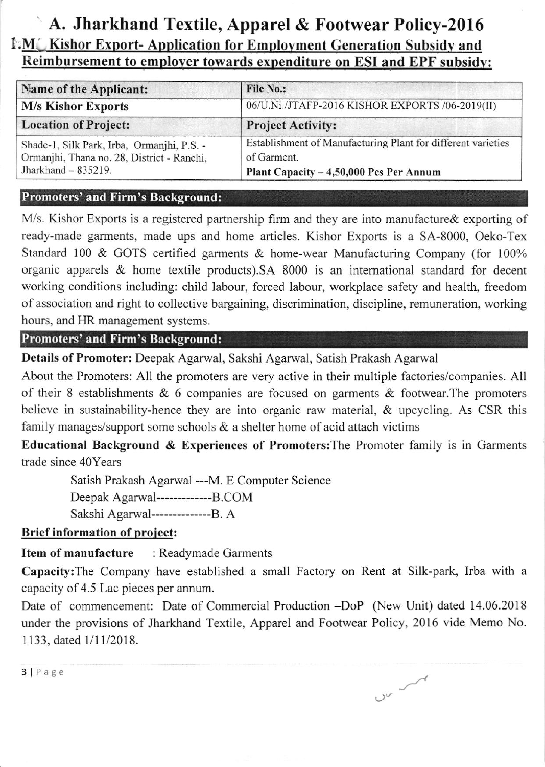# A. Jharkhand Textile, Apparel & Footwear Policy-2016

## 1.M/. Kishor Export- Application for Employment Generation Subsidy and Reimbursement to employer towards expenditure on ESI and EPF subsidy:

| Name of the Applicant: | File No.: |
|---|---|
| **M/s Kishor Exports** | 06/U.Ni./JTAFP-2016 KISHOR EXPORTS /06-2019(II) |
| **Location of Project:** | **Project Activity:** |
| Shade-1, Silk Park, Irba, Ormanjhi, P.S. - Ormanjhi, Thana no. 28, District - Ranchi, Jharkhand – 835219. | Establishment of Manufacturing Plant for different varieties of Garment.<br>**Plant Capacity – 4,50,000 Pcs Per Annum** |

### Promoters' and Firm's Background:

M/s. Kishor Exports is a registered partnership firm and they are into manufacture& exporting of ready-made garments, made ups and home articles. Kishor Exports is a SA-8000, Oeko-Tex Standard 100 & GOTS certified garments & home-wear Manufacturing Company (for 100% organic apparels & home textile products).SA 8000 is an international standard for decent working conditions including: child labour, forced labour, workplace safety and health, freedom of association and right to collective bargaining, discrimination, discipline, remuneration, working hours, and HR management systems.

### Promoters' and Firm's Background:

**Details of Promoter:** Deepak Agarwal, Sakshi Agarwal, Satish Prakash Agarwal

About the Promoters: All the promoters are very active in their multiple factories/companies. All of their 8 establishments & 6 companies are focused on garments & footwear.The promoters believe in sustainability-hence they are into organic raw material, & upcycling. As CSR this family manages/support some schools & a shelter home of acid attach victims

**Educational Background & Experiences of Promoters:**The Promoter family is in Garments trade since 40Years

Satish Prakash Agarwal ---M. E Computer Science
Deepak Agarwal-------------B.COM
Sakshi Agarwal--------------B. A

**Brief information of project:**

**Item of manufacture** : Readymade Garments

**Capacity:**The Company have established a small Factory on Rent at Silk-park, Irba with a capacity of 4.5 Lac pieces per annum.

Date of commencement: Date of Commercial Production –DoP (New Unit) dated 14.06.2018 under the provisions of Jharkhand Textile, Apparel and Footwear Policy, 2016 vide Memo No. 1133, dated 1/11/2018.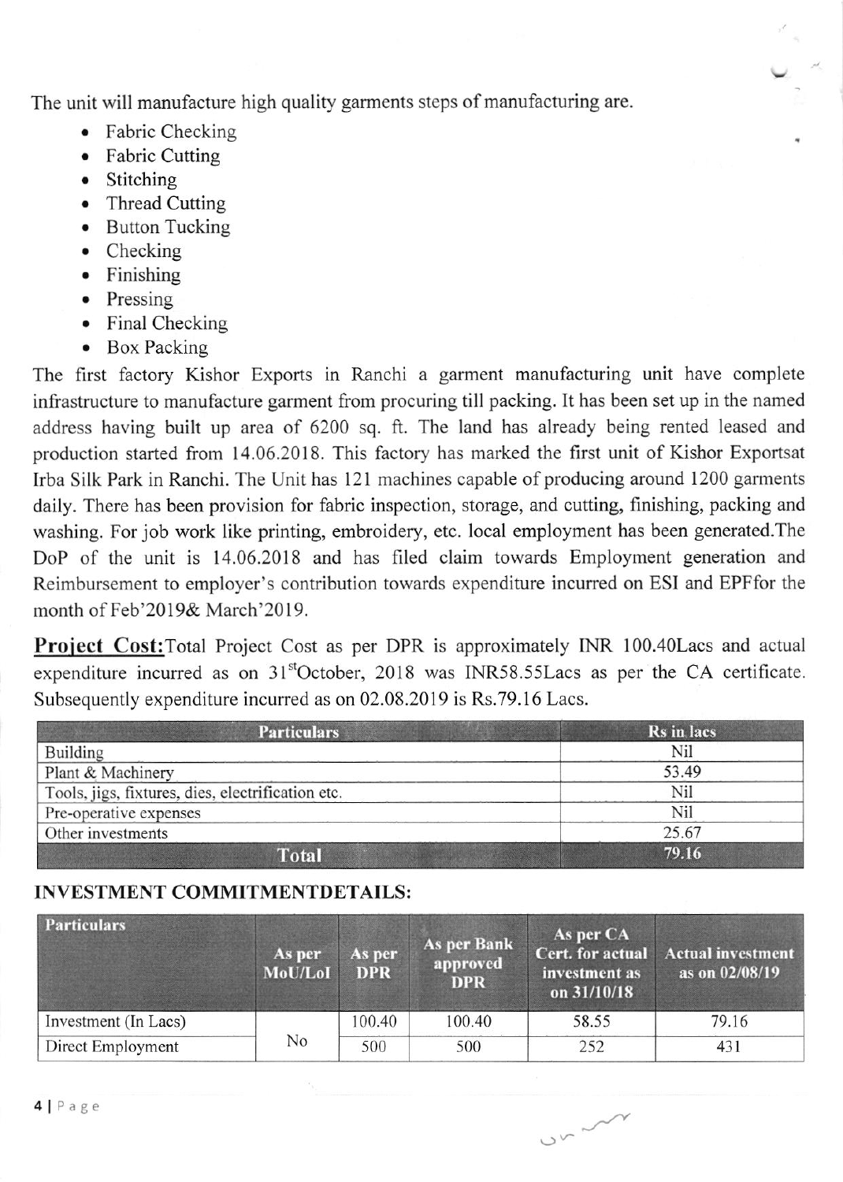The unit will manufacture high quality garments steps of manufacturing are.

- Fabric Checking
- Fabric Cutting
- Stitching
- Thread Cutting
- Button Tucking
- Checking
- Finishing
- Pressing
- Final Checking
- Box Packing

The first factory Kishor Exports in Ranchi a garment manufacturing unit have complete infrastructure to manufacture garment from procuring till packing. It has been set up in the named address having built up area of 6200 sq. ft. The land has already being rented leased and production started from 14.06.2018. This factory has marked the first unit of Kishor Exportsat Irba Silk Park in Ranchi. The Unit has 121 machines capable of producing around 1200 garments daily. There has been provision for fabric inspection, storage, and cutting, finishing, packing and washing. For job work like printing, embroidery, etc. local employment has been generated.The DoP of the unit is 14.06.2018 and has filed claim towards Employment generation and Reimbursement to employer's contribution towards expenditure incurred on ESI and EPFfor the month of Feb'2019& March'2019.

**Project Cost:** Total Project Cost as per DPR is approximately INR 100.40Lacs and actual expenditure incurred as on 31st October, 2018 was INR58.55Lacs as per the CA certificate. Subsequently expenditure incurred as on 02.08.2019 is Rs.79.16 Lacs.

| Particulars | Rs in lacs |
|---|---|
| Building | Nil |
| Plant & Machinery | 53.49 |
| Tools, jigs, fixtures, dies, electrification etc. | Nil |
| Pre-operative expenses | Nil |
| Other investments | 25.67 |
| **Total** | **79.16** |

### INVESTMENT COMMITMENTDETAILS:

| Particulars | As per MoU/LoI | As per DPR | As per Bank approved DPR | As per CA Cert. for actual investment as on 31/10/18 | Actual investment as on 02/08/19 |
|---|---|---|---|---|---|
| Investment (In Lacs) | No | 100.40 | 100.40 | 58.55 | 79.16 |
| Direct Employment | | 500 | 500 | 252 | 431 |